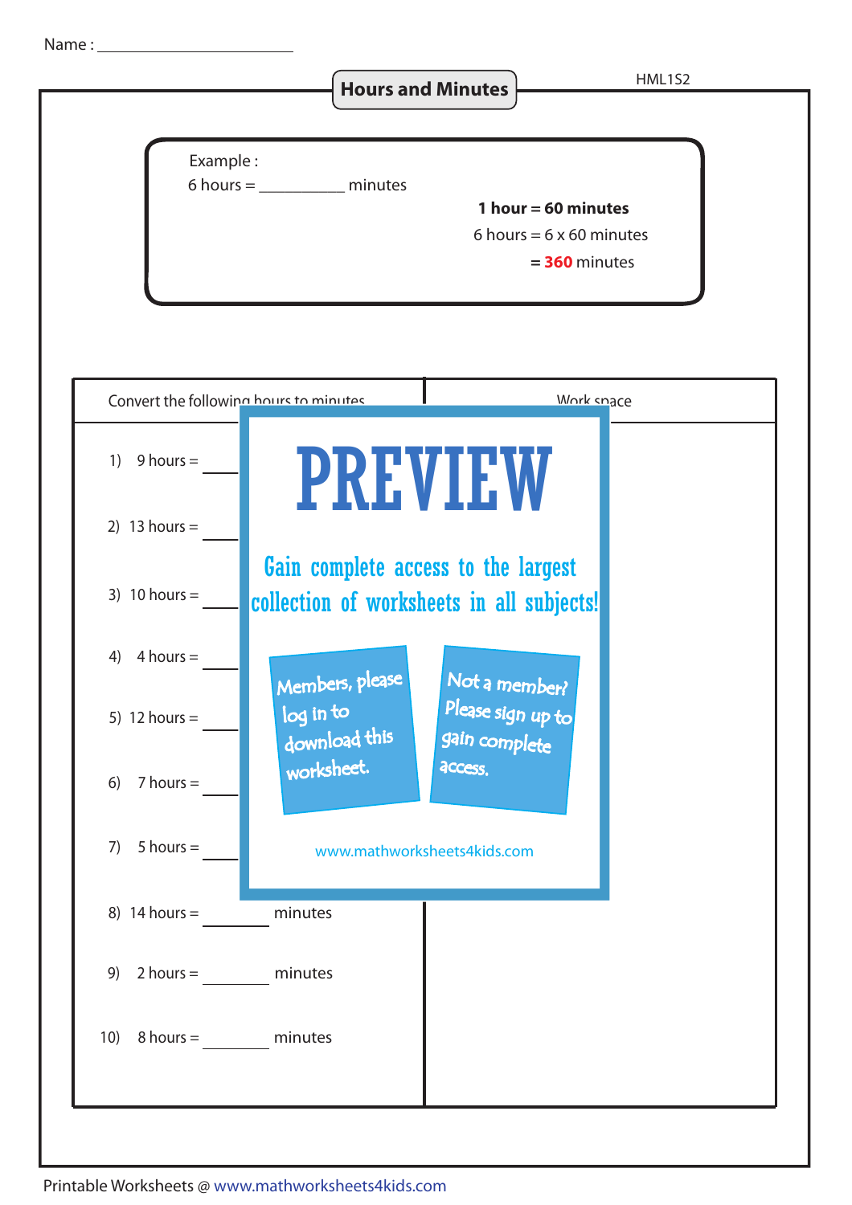Name : ____________________

# Hours and Minutes

HML1S2

Example :

6 hours = __________ minutes

**1 hour = 60 minutes**

6 hours = 6 x 60 minutes

= **360** minutes

| Convert the following hours to minutes | Work space |
|---|---|
| 1) 9 hours = ________ | |
| 2) 13 hours = ________ | |
| 3) 10 hours = ________ | |
| 4) 4 hours = ________ | |
| 5) 12 hours = ________ | |
| 6) 7 hours = ________ | |
| 7) 5 hours = ________ | |
| 8) 14 hours = ________ minutes | |
| 9) 2 hours = ________ minutes | |
| 10) 8 hours = ________ minutes | |

PREVIEW

Gain complete access to the largest collection of worksheets in all subjects!

Members, please log in to download this worksheet.

Not a member? Please sign up to gain complete access.

www.mathworksheets4kids.com

Printable Worksheets @ www.mathworksheets4kids.com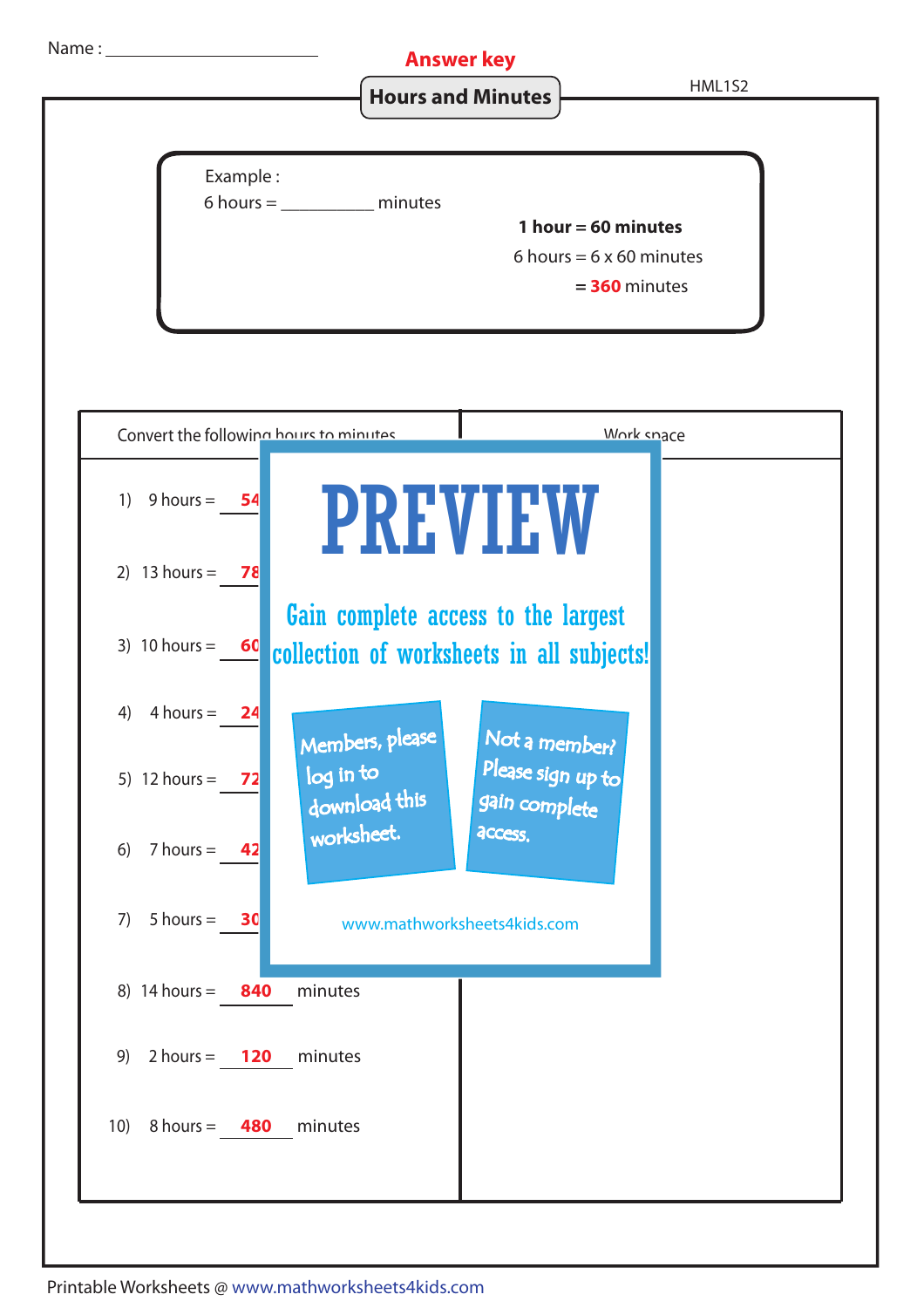Name : ____________________

**Answer key**

## Hours and Minutes

HML1S2

Example :

6 hours = __________ minutes

**1 hour = 60 minutes**

6 hours = 6 x 60 minutes

= **360** minutes

| Convert the following hours to minutes | Work space |
|---|---|
| 1) 9 hours = **54** | |
| 2) 13 hours = **78** | |
| 3) 10 hours = **60** | |
| 4) 4 hours = **24** | |
| 5) 12 hours = **72** | |
| 6) 7 hours = **42** | |
| 7) 5 hours = **30** | |
| 8) 14 hours = **840** minutes | |
| 9) 2 hours = **120** minutes | |
| 10) 8 hours = **480** minutes | |

# PREVIEW

Gain complete access to the largest collection of worksheets in all subjects!

Members, please log in to download this worksheet.

Not a member? Please sign up to gain complete access.

www.mathworksheets4kids.com

Printable Worksheets @ www.mathworksheets4kids.com